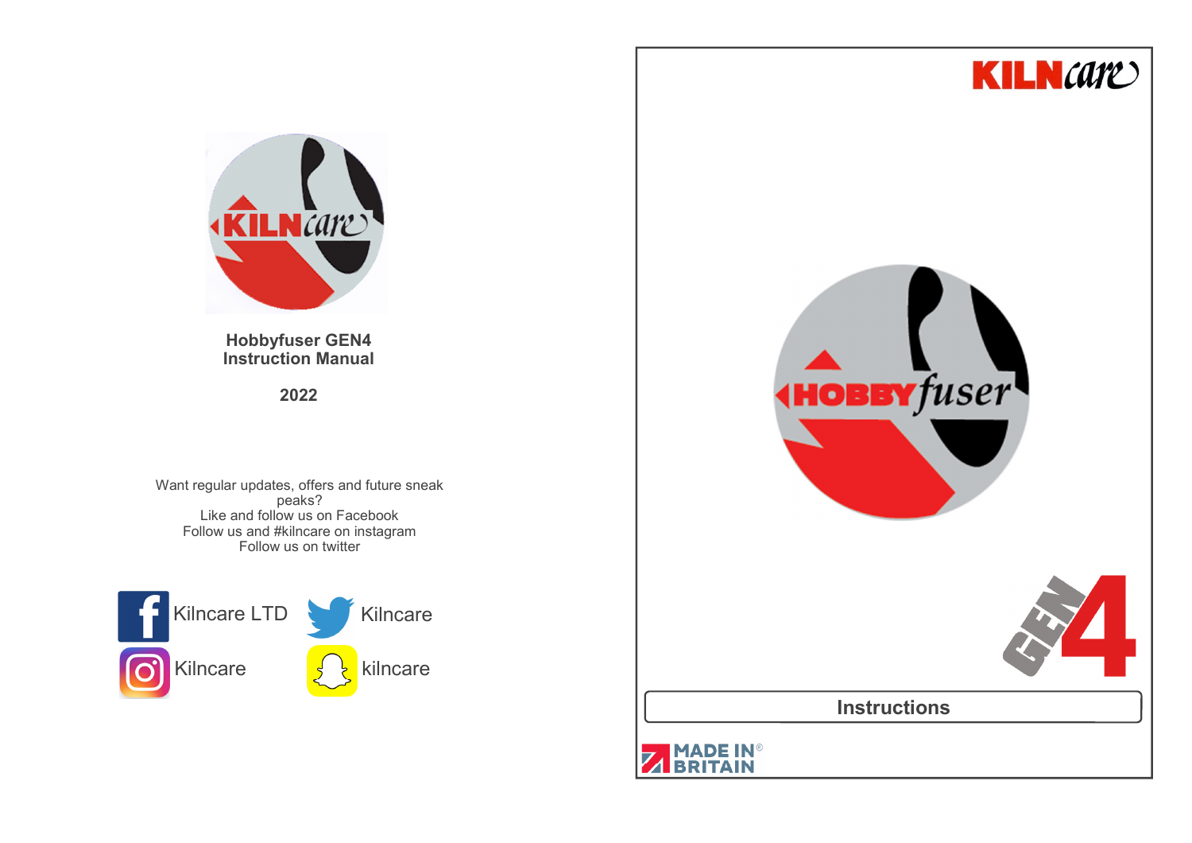**Hobbyfuser GEN4**
**Instruction Manual**

**2022**

Want regular updates, offers and future sneak peaks?
Like and follow us on Facebook
Follow us and #kilncare on instagram
Follow us on twitter

Kilncare LTD
Kilncare
Kilncare
kilncare

KILNcare

HOBBYfuser

GEN4

## Instructions

MADE IN® BRITAIN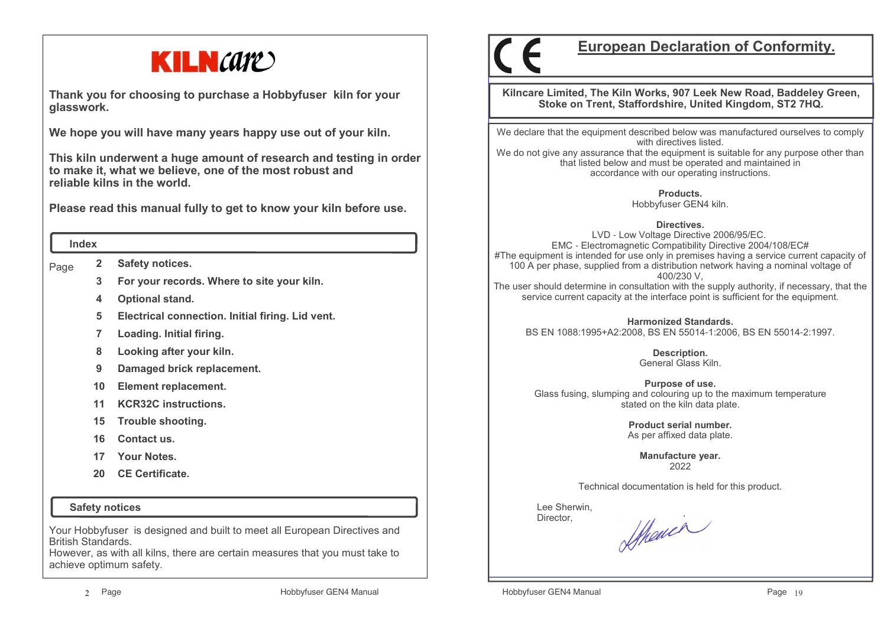# KILNcare

**Thank you for choosing to purchase a Hobbyfuser kiln for your glasswork.**

**We hope you will have many years happy use out of your kiln.**

**This kiln underwent a huge amount of research and testing in order to make it, what we believe, one of the most robust and reliable kilns in the world.**

**Please read this manual fully to get to know your kiln before use.**

## Index

| Page | | |
|---|---|---|
| | 2 | Safety notices. |
| | 3 | For your records. Where to site your kiln. |
| | 4 | Optional stand. |
| | 5 | Electrical connection. Initial firing. Lid vent. |
| | 7 | Loading. Initial firing. |
| | 8 | Looking after your kiln. |
| | 9 | Damaged brick replacement. |
| | 10 | Element replacement. |
| | 11 | KCR32C instructions. |
| | 15 | Trouble shooting. |
| | 16 | Contact us. |
| | 17 | Your Notes. |
| | 20 | CE Certificate. |

## Safety notices

Your Hobbyfuser is designed and built to meet all European Directives and British Standards.
However, as with all kilns, there are certain measures that you must take to achieve optimum safety.

# CE European Declaration of Conformity.

**Kilncare Limited, The Kiln Works, 907 Leek New Road, Baddeley Green, Stoke on Trent, Staffordshire, United Kingdom, ST2 7HQ.**

We declare that the equipment described below was manufactured ourselves to comply with directives listed.
We do not give any assurance that the equipment is suitable for any purpose other than that listed below and must be operated and maintained in accordance with our operating instructions.

**Products.**
Hobbyfuser GEN4 kiln.

**Directives.**
LVD - Low Voltage Directive 2006/95/EC.
EMC - Electromagnetic Compatibility Directive 2004/108/EC#
#The equipment is intended for use only in premises having a service current capacity of 100 A per phase, supplied from a distribution network having a nominal voltage of 400/230 V,
The user should determine in consultation with the supply authority, if necessary, that the service current capacity at the interface point is sufficient for the equipment.

**Harmonized Standards.**
BS EN 1088:1995+A2:2008, BS EN 55014-1:2006, BS EN 55014-2:1997.

**Description.**
General Glass Kiln.

**Purpose of use.**
Glass fusing, slumping and colouring up to the maximum temperature stated on the kiln data plate.

**Product serial number.**
As per affixed data plate.

**Manufacture year.**
2022

Technical documentation is held for this product.

Lee Sherwin,
Director,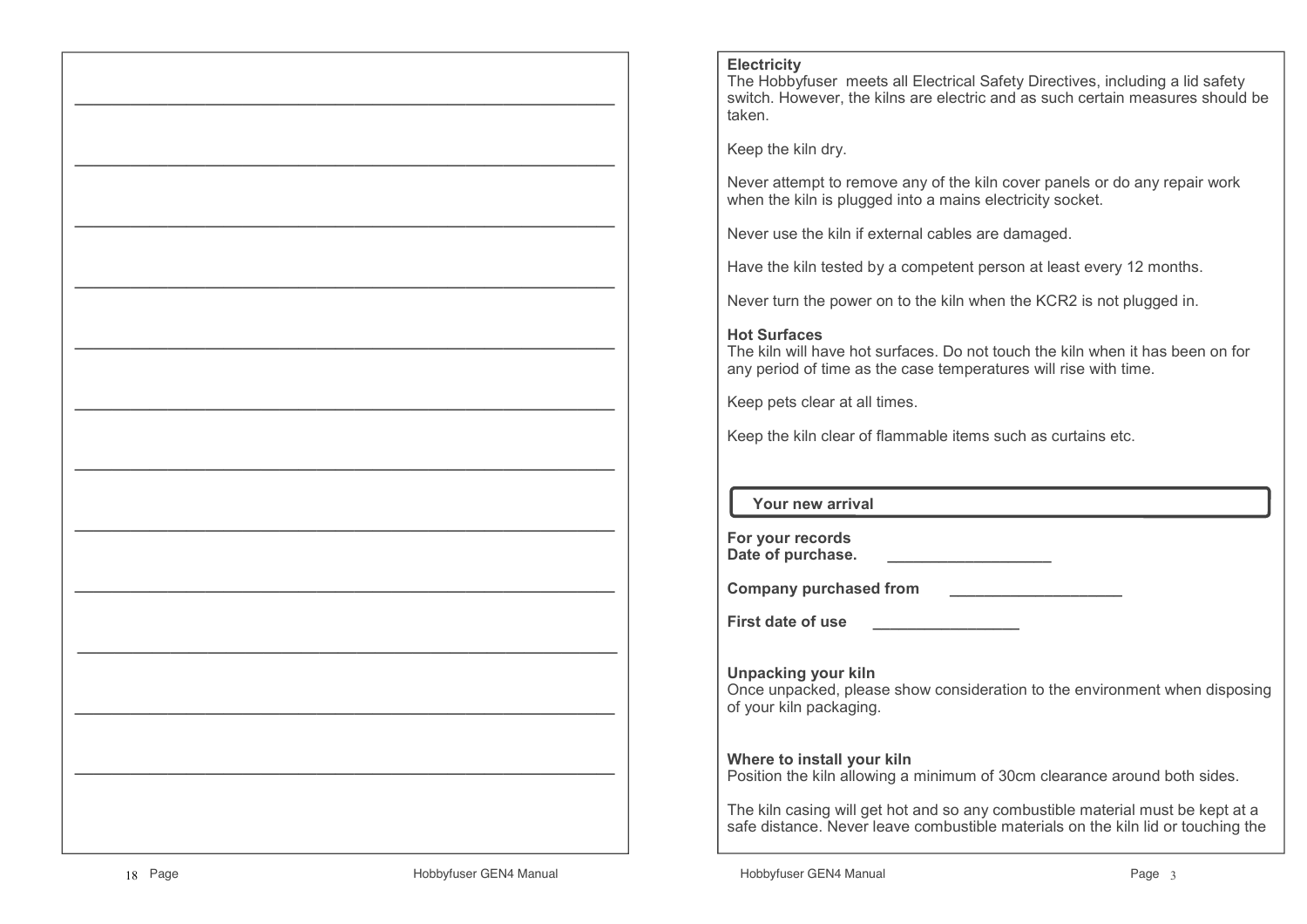**Electricity**
The Hobbyfuser meets all Electrical Safety Directives, including a lid safety switch. However, the kilns are electric and as such certain measures should be taken.

Keep the kiln dry.

Never attempt to remove any of the kiln cover panels or do any repair work when the kiln is plugged into a mains electricity socket.

Never use the kiln if external cables are damaged.

Have the kiln tested by a competent person at least every 12 months.

Never turn the power on to the kiln when the KCR2 is not plugged in.

**Hot Surfaces**
The kiln will have hot surfaces. Do not touch the kiln when it has been on for any period of time as the case temperatures will rise with time.

Keep pets clear at all times.

Keep the kiln clear of flammable items such as curtains etc.

## Your new arrival

**For your records**
**Date of purchase.** ___________________

**Company purchased from** ____________________

**First date of use** _________________

**Unpacking your kiln**
Once unpacked, please show consideration to the environment when disposing of your kiln packaging.

**Where to install your kiln**
Position the kiln allowing a minimum of 30cm clearance around both sides.

The kiln casing will get hot and so any combustible material must be kept at a safe distance. Never leave combustible materials on the kiln lid or touching the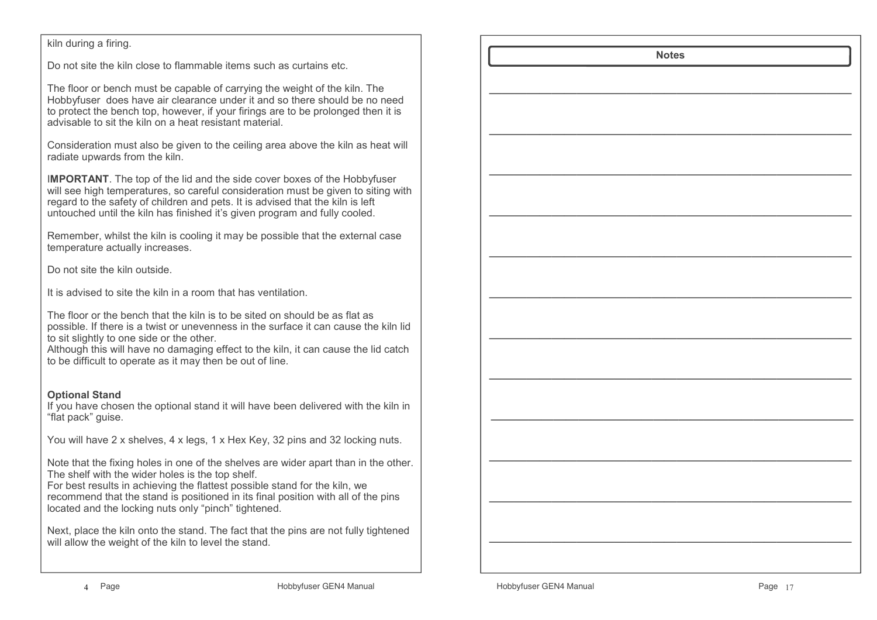kiln during a firing.

Do not site the kiln close to flammable items such as curtains etc.

The floor or bench must be capable of carrying the weight of the kiln. The Hobbyfuser does have air clearance under it and so there should be no need to protect the bench top, however, if your firings are to be prolonged then it is advisable to sit the kiln on a heat resistant material.

Consideration must also be given to the ceiling area above the kiln as heat will radiate upwards from the kiln.

**IMPORTANT**. The top of the lid and the side cover boxes of the Hobbyfuser will see high temperatures, so careful consideration must be given to siting with regard to the safety of children and pets. It is advised that the kiln is left untouched until the kiln has finished it's given program and fully cooled.

Remember, whilst the kiln is cooling it may be possible that the external case temperature actually increases.

Do not site the kiln outside.

It is advised to site the kiln in a room that has ventilation.

The floor or the bench that the kiln is to be sited on should be as flat as possible. If there is a twist or unevenness in the surface it can cause the kiln lid to sit slightly to one side or the other.
Although this will have no damaging effect to the kiln, it can cause the lid catch to be difficult to operate as it may then be out of line.

**Optional Stand**
If you have chosen the optional stand it will have been delivered with the kiln in "flat pack" guise.

You will have 2 x shelves, 4 x legs, 1 x Hex Key, 32 pins and 32 locking nuts.

Note that the fixing holes in one of the shelves are wider apart than in the other. The shelf with the wider holes is the top shelf.
For best results in achieving the flattest possible stand for the kiln, we recommend that the stand is positioned in its final position with all of the pins located and the locking nuts only "pinch" tightened.

Next, place the kiln onto the stand. The fact that the pins are not fully tightened will allow the weight of the kiln to level the stand.

**Notes**

______________________________________________

______________________________________________

______________________________________________

______________________________________________

______________________________________________

______________________________________________

______________________________________________

______________________________________________

______________________________________________

______________________________________________

______________________________________________

______________________________________________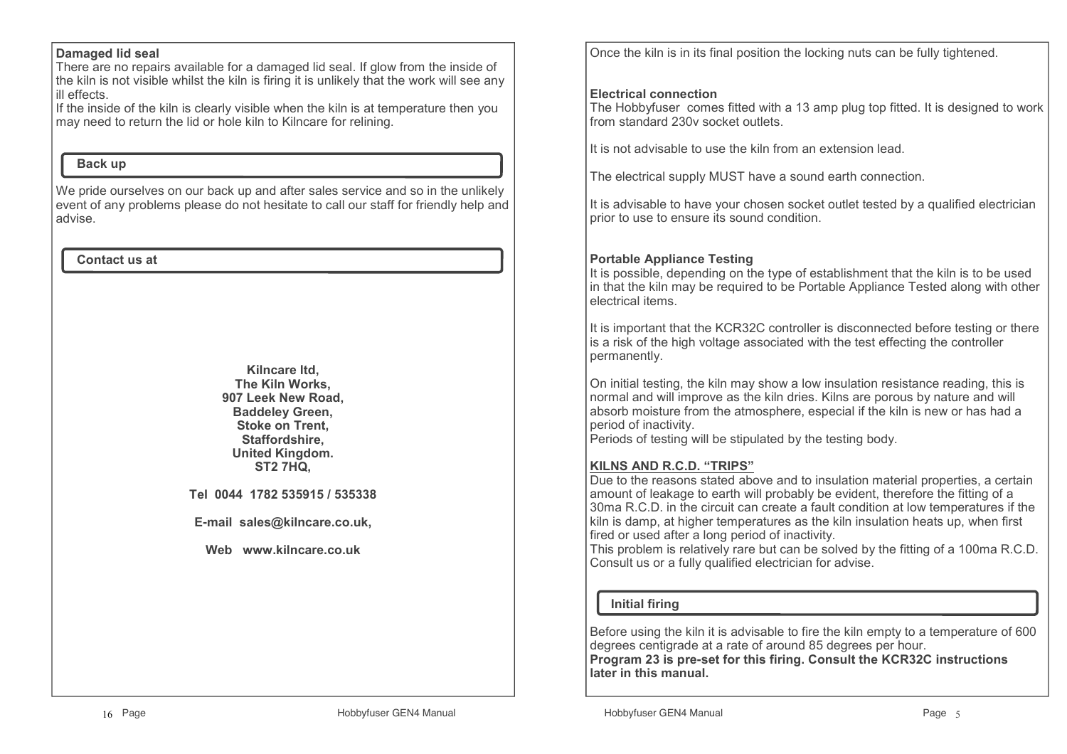**Damaged lid seal**

There are no repairs available for a damaged lid seal. If glow from the inside of the kiln is not visible whilst the kiln is firing it is unlikely that the work will see any ill effects.

If the inside of the kiln is clearly visible when the kiln is at temperature then you may need to return the lid or hole kiln to Kilncare for relining.

## Back up

We pride ourselves on our back up and after sales service and so in the unlikely event of any problems please do not hesitate to call our staff for friendly help and advise.

## Contact us at

**Kilncare ltd,**
**The Kiln Works,**
**907 Leek New Road,**
**Baddeley Green,**
**Stoke on Trent,**
**Staffordshire,**
**United Kingdom.**
**ST2 7HQ,**

**Tel 0044 1782 535915 / 535338**

**E-mail sales@kilncare.co.uk,**

**Web www.kilncare.co.uk**

Once the kiln is in its final position the locking nuts can be fully tightened.

**Electrical connection**

The Hobbyfuser comes fitted with a 13 amp plug top fitted. It is designed to work from standard 230v socket outlets.

It is not advisable to use the kiln from an extension lead.

The electrical supply MUST have a sound earth connection.

It is advisable to have your chosen socket outlet tested by a qualified electrician prior to use to ensure its sound condition.

**Portable Appliance Testing**

It is possible, depending on the type of establishment that the kiln is to be used in that the kiln may be required to be Portable Appliance Tested along with other electrical items.

It is important that the KCR32C controller is disconnected before testing or there is a risk of the high voltage associated with the test effecting the controller permanently.

On initial testing, the kiln may show a low insulation resistance reading, this is normal and will improve as the kiln dries. Kilns are porous by nature and will absorb moisture from the atmosphere, especial if the kiln is new or has had a period of inactivity.

Periods of testing will be stipulated by the testing body.

**KILNS AND R.C.D. "TRIPS"**

Due to the reasons stated above and to insulation material properties, a certain amount of leakage to earth will probably be evident, therefore the fitting of a 30ma R.C.D. in the circuit can create a fault condition at low temperatures if the kiln is damp, at higher temperatures as the kiln insulation heats up, when first fired or used after a long period of inactivity.

This problem is relatively rare but can be solved by the fitting of a 100ma R.C.D. Consult us or a fully qualified electrician for advise.

## Initial firing

Before using the kiln it is advisable to fire the kiln empty to a temperature of 600 degrees centigrade at a rate of around 85 degrees per hour.

**Program 23 is pre-set for this firing. Consult the KCR32C instructions later in this manual.**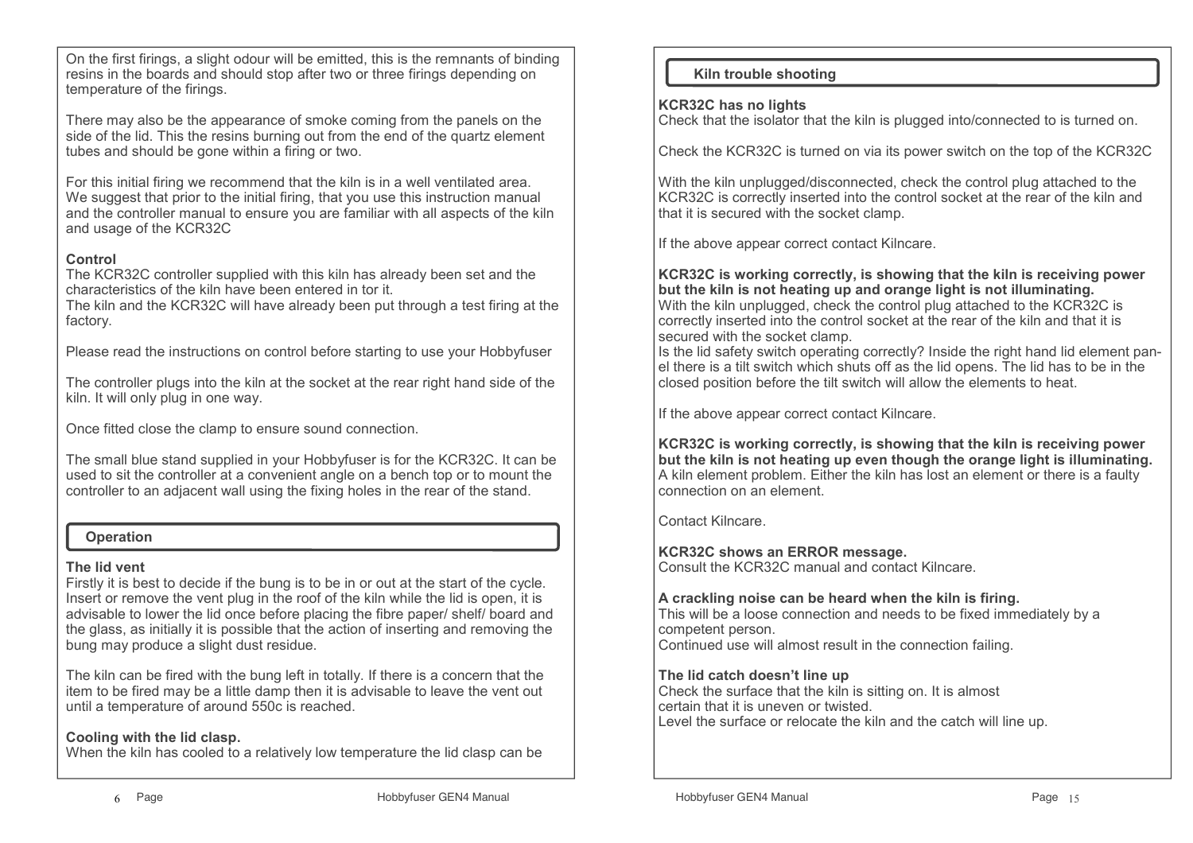On the first firings, a slight odour will be emitted, this is the remnants of binding resins in the boards and should stop after two or three firings depending on temperature of the firings.

There may also be the appearance of smoke coming from the panels on the side of the lid. This the resins burning out from the end of the quartz element tubes and should be gone within a firing or two.

For this initial firing we recommend that the kiln is in a well ventilated area. We suggest that prior to the initial firing, that you use this instruction manual and the controller manual to ensure you are familiar with all aspects of the kiln and usage of the KCR32C

**Control**
The KCR32C controller supplied with this kiln has already been set and the characteristics of the kiln have been entered in tor it.
The kiln and the KCR32C will have already been put through a test firing at the factory.

Please read the instructions on control before starting to use your Hobbyfuser

The controller plugs into the kiln at the socket at the rear right hand side of the kiln. It will only plug in one way.

Once fitted close the clamp to ensure sound connection.

The small blue stand supplied in your Hobbyfuser is for the KCR32C. It can be used to sit the controller at a convenient angle on a bench top or to mount the controller to an adjacent wall using the fixing holes in the rear of the stand.

## Operation

**The lid vent**
Firstly it is best to decide if the bung is to be in or out at the start of the cycle. Insert or remove the vent plug in the roof of the kiln while the lid is open, it is advisable to lower the lid once before placing the fibre paper/ shelf/ board and the glass, as initially it is possible that the action of inserting and removing the bung may produce a slight dust residue.

The kiln can be fired with the bung left in totally. If there is a concern that the item to be fired may be a little damp then it is advisable to leave the vent out until a temperature of around 550c is reached.

**Cooling with the lid clasp.**
When the kiln has cooled to a relatively low temperature the lid clasp can be

## Kiln trouble shooting

**KCR32C has no lights**
Check that the isolator that the kiln is plugged into/connected to is turned on.

Check the KCR32C is turned on via its power switch on the top of the KCR32C

With the kiln unplugged/disconnected, check the control plug attached to the KCR32C is correctly inserted into the control socket at the rear of the kiln and that it is secured with the socket clamp.

If the above appear correct contact Kilncare.

**KCR32C is working correctly, is showing that the kiln is receiving power but the kiln is not heating up and orange light is not illuminating.**
With the kiln unplugged, check the control plug attached to the KCR32C is correctly inserted into the control socket at the rear of the kiln and that it is secured with the socket clamp.
Is the lid safety switch operating correctly? Inside the right hand lid element panel there is a tilt switch which shuts off as the lid opens. The lid has to be in the closed position before the tilt switch will allow the elements to heat.

If the above appear correct contact Kilncare.

**KCR32C is working correctly, is showing that the kiln is receiving power but the kiln is not heating up even though the orange light is illuminating.**
A kiln element problem. Either the kiln has lost an element or there is a faulty connection on an element.

Contact Kilncare.

**KCR32C shows an ERROR message.**
Consult the KCR32C manual and contact Kilncare.

**A crackling noise can be heard when the kiln is firing.**
This will be a loose connection and needs to be fixed immediately by a competent person.
Continued use will almost result in the connection failing.

**The lid catch doesn't line up**
Check the surface that the kiln is sitting on. It is almost certain that it is uneven or twisted.
Level the surface or relocate the kiln and the catch will line up.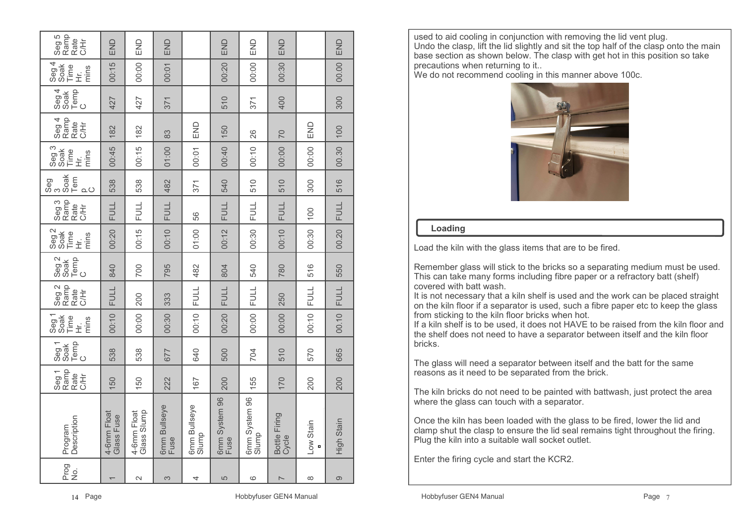| Prog No. | Program Description | Seg 1 Ramp Rate C/Hr | Seg 1 Soak Temp C | Seg 1 Soak Time Hr. mins | Seg 2 Ramp Rate C/Hr | Seg 2 Soak Temp C | Seg 2 Soak Time Hr. mins | Seg 3 Ramp Rate C/Hr | Seg 3 Soak Temp C | Seg 3 Soak Time Hr. mins | Seg 4 Ramp Rate C/Hr | Seg 4 Soak Temp C | Seg 4 Soak Time Hr. mins | Seg 5 Ramp Rate C/Hr |
|---|---|---|---|---|---|---|---|---|---|---|---|---|---|---|
| 1 | 4-6mm Float Glass Fuse | 150 | 538 | 00:10 | FULL | 840 | 00:20 | FULL | 538 | 00:45 | 182 | 427 | 00:15 | END |
| 2 | 4-6mm Float Glass Slump | 150 | 538 | 00:00 | 200 | 700 | 00:15 | FULL | 538 | 00:15 | 182 | 427 | 00:00 | END |
| 3 | 6mm Bullseye Fuse | 222 | 677 | 00:30 | 333 | 795 | 00:10 | FULL | 482 | 01:00 | 83 | 371 | 00:01 | END |
| 4 | 6mm Bullseye Slump | 167 | 640 | 00:10 | FULL | 482 | 01:00 | 56 | 371 | 00:01 | END | | | |
| 5 | 6mm System 96 Fuse | 200 | 500 | 00:20 | FULL | 804 | 00:12 | FULL | 540 | 00:40 | 150 | 510 | 00:20 | END |
| 6 | 6mm System 96 Slump | 155 | 704 | 00:00 | FULL | 540 | 00:30 | FULL | 510 | 00:10 | 26 | 371 | 00:00 | END |
| 7 | Bottle Firing Cycle | 170 | 510 | 00:00 | 250 | 780 | 00:10 | FULL | 510 | 00:00 | 70 | 400 | 00:30 | END |
| 8 | Low Stain | 200 | 570 | 00:10 | FULL | 516 | 00:30 | 100 | 300 | 00:00 | END | | | |
| 9 | High Stain | 200 | 665 | 00.10 | FULL | 550 | 00:20 | FULL | 516 | 00.30 | 100 | 300 | 00.00 | END |

used to aid cooling in conjunction with removing the lid vent plug.
Undo the clasp, lift the lid slightly and sit the top half of the clasp onto the main base section as shown below. The clasp with get hot in this position so take precautions when returning to it..
We do not recommend cooling in this manner above 100c.

## Loading

Load the kiln with the glass items that are to be fired.

Remember glass will stick to the bricks so a separating medium must be used. This can take many forms including fibre paper or a refractory batt (shelf) covered with batt wash.
It is not necessary that a kiln shelf is used and the work can be placed straight on the kiln floor if a separator is used, such a fibre paper etc to keep the glass from sticking to the kiln floor bricks when hot.
If a kiln shelf is to be used, it does not HAVE to be raised from the kiln floor and the shelf does not need to have a separator between itself and the kiln floor bricks.

The glass will need a separator between itself and the batt for the same reasons as it need to be separated from the brick.

The kiln bricks do not need to be painted with battwash, just protect the area where the glass can touch with a separator.

Once the kiln has been loaded with the glass to be fired, lower the lid and clamp shut the clasp to ensure the lid seal remains tight throughout the firing. Plug the kiln into a suitable wall socket outlet.

Enter the firing cycle and start the KCR2.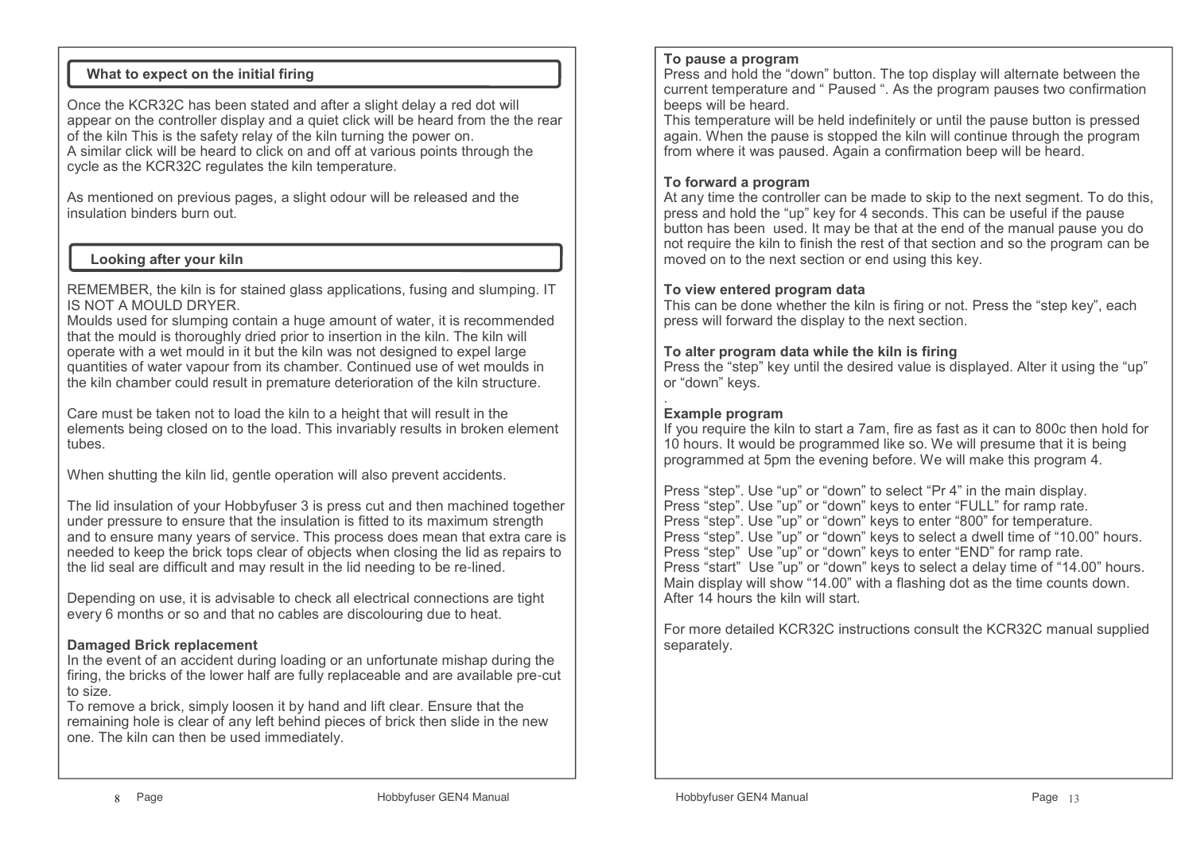## What to expect on the initial firing

Once the KCR32C has been stated and after a slight delay a red dot will appear on the controller display and a quiet click will be heard from the the rear of the kiln This is the safety relay of the kiln turning the power on.
A similar click will be heard to click on and off at various points through the cycle as the KCR32C regulates the kiln temperature.

As mentioned on previous pages, a slight odour will be released and the insulation binders burn out.

## Looking after your kiln

REMEMBER, the kiln is for stained glass applications, fusing and slumping. IT IS NOT A MOULD DRYER.
Moulds used for slumping contain a huge amount of water, it is recommended that the mould is thoroughly dried prior to insertion in the kiln. The kiln will operate with a wet mould in it but the kiln was not designed to expel large quantities of water vapour from its chamber. Continued use of wet moulds in the kiln chamber could result in premature deterioration of the kiln structure.

Care must be taken not to load the kiln to a height that will result in the elements being closed on to the load. This invariably results in broken element tubes.

When shutting the kiln lid, gentle operation will also prevent accidents.

The lid insulation of your Hobbyfuser 3 is press cut and then machined together under pressure to ensure that the insulation is fitted to its maximum strength and to ensure many years of service. This process does mean that extra care is needed to keep the brick tops clear of objects when closing the lid as repairs to the lid seal are difficult and may result in the lid needing to be re-lined.

Depending on use, it is advisable to check all electrical connections are tight every 6 months or so and that no cables are discolouring due to heat.

**Damaged Brick replacement**
In the event of an accident during loading or an unfortunate mishap during the firing, the bricks of the lower half are fully replaceable and are available pre-cut to size.
To remove a brick, simply loosen it by hand and lift clear. Ensure that the remaining hole is clear of any left behind pieces of brick then slide in the new one. The kiln can then be used immediately.

**To pause a program**
Press and hold the “down” button. The top display will alternate between the current temperature and “ Paused “. As the program pauses two confirmation beeps will be heard.
This temperature will be held indefinitely or until the pause button is pressed again. When the pause is stopped the kiln will continue through the program from where it was paused. Again a confirmation beep will be heard.

**To forward a program**
At any time the controller can be made to skip to the next segment. To do this, press and hold the “up” key for 4 seconds. This can be useful if the pause button has been used. It may be that at the end of the manual pause you do not require the kiln to finish the rest of that section and so the program can be moved on to the next section or end using this key.

**To view entered program data**
This can be done whether the kiln is firing or not. Press the “step key”, each press will forward the display to the next section.

**To alter program data while the kiln is firing**
Press the “step” key until the desired value is displayed. Alter it using the “up” or “down” keys.

**Example program**
If you require the kiln to start a 7am, fire as fast as it can to 800c then hold for 10 hours. It would be programmed like so. We will presume that it is being programmed at 5pm the evening before. We will make this program 4.

Press “step”. Use “up” or “down” to select “Pr 4” in the main display.
Press “step”. Use ”up” or “down” keys to enter “FULL” for ramp rate.
Press “step”. Use ”up” or “down” keys to enter “800” for temperature.
Press “step”. Use ”up” or “down” keys to select a dwell time of “10.00” hours.
Press “step” Use ”up” or “down” keys to enter “END” for ramp rate.
Press “start” Use ”up” or “down” keys to select a delay time of “14.00” hours.
Main display will show “14.00” with a flashing dot as the time counts down.
After 14 hours the kiln will start.

For more detailed KCR32C instructions consult the KCR32C manual supplied separately.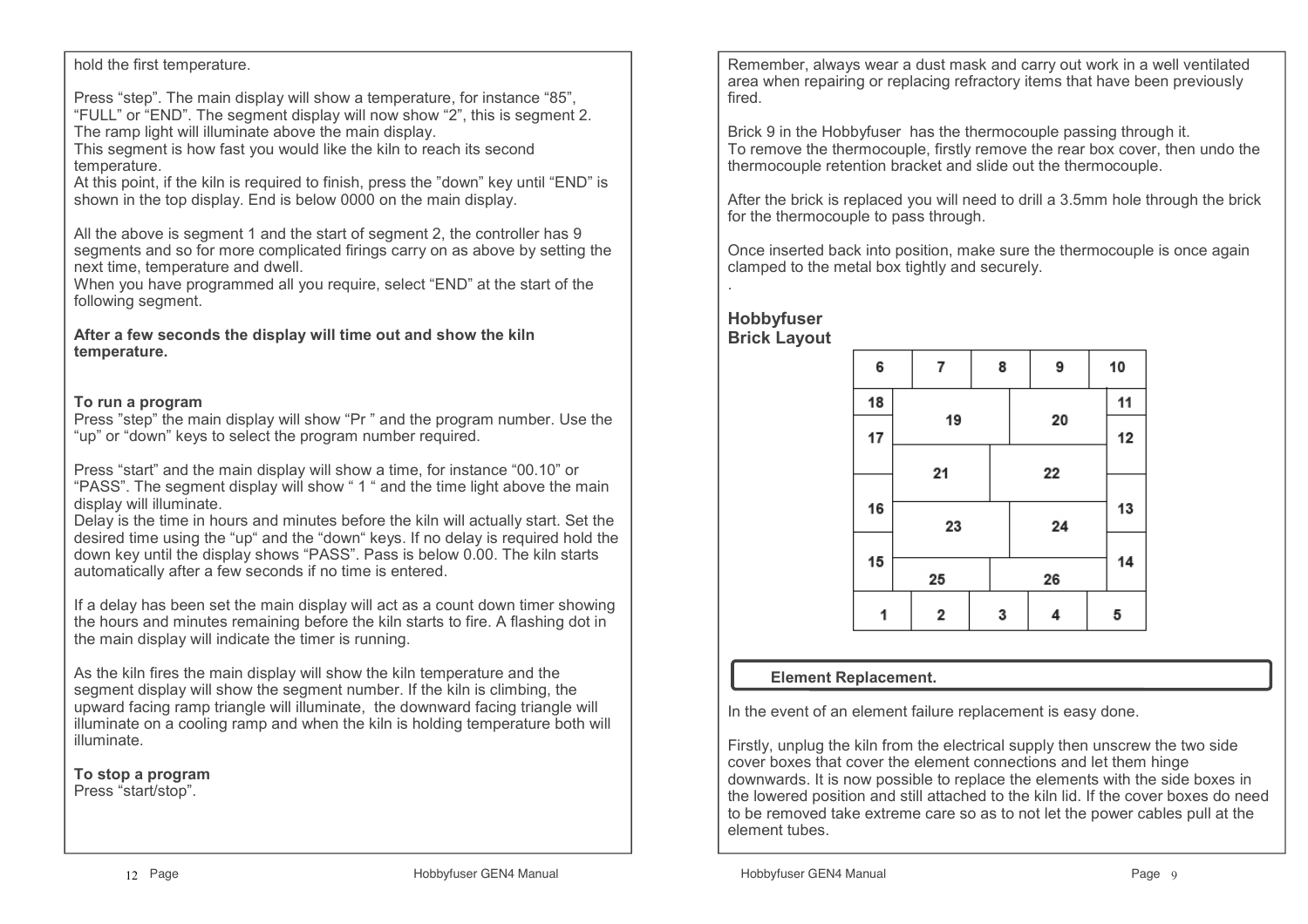hold the first temperature.

Press "step". The main display will show a temperature, for instance "85", "FULL" or "END". The segment display will now show "2", this is segment 2. The ramp light will illuminate above the main display.
This segment is how fast you would like the kiln to reach its second temperature.
At this point, if the kiln is required to finish, press the "down" key until "END" is shown in the top display. End is below 0000 on the main display.

All the above is segment 1 and the start of segment 2, the controller has 9 segments and so for more complicated firings carry on as above by setting the next time, temperature and dwell.
When you have programmed all you require, select "END" at the start of the following segment.

**After a few seconds the display will time out and show the kiln temperature.**

**To run a program**
Press "step" the main display will show "Pr " and the program number. Use the "up" or "down" keys to select the program number required.

Press "start" and the main display will show a time, for instance "00.10" or "PASS". The segment display will show " 1 " and the time light above the main display will illuminate.
Delay is the time in hours and minutes before the kiln will actually start. Set the desired time using the "up" and the "down" keys. If no delay is required hold the down key until the display shows "PASS". Pass is below 0.00. The kiln starts automatically after a few seconds if no time is entered.

If a delay has been set the main display will act as a count down timer showing the hours and minutes remaining before the kiln starts to fire. A flashing dot in the main display will indicate the timer is running.

As the kiln fires the main display will show the kiln temperature and the segment display will show the segment number. If the kiln is climbing, the upward facing ramp triangle will illuminate, the downward facing triangle will illuminate on a cooling ramp and when the kiln is holding temperature both will illuminate.

**To stop a program**
Press "start/stop".

Remember, always wear a dust mask and carry out work in a well ventilated area when repairing or replacing refractory items that have been previously fired.

Brick 9 in the Hobbyfuser has the thermocouple passing through it.
To remove the thermocouple, firstly remove the rear box cover, then undo the thermocouple retention bracket and slide out the thermocouple.

After the brick is replaced you will need to drill a 3.5mm hole through the brick for the thermocouple to pass through.

Once inserted back into position, make sure the thermocouple is once again clamped to the metal box tightly and securely.

## Hobbyfuser Brick Layout

| 6 | 7 | 8 | 9 | 10 |
|---|---|---|---|---|
| 18 | 19 | | 20 | 11 |
| 17 | | | | 12 |
| | 21 | | 22 | |
| 16 | 23 | | 24 | 13 |
| 15 | 25 | | 26 | 14 |
| 1 | 2 | 3 | 4 | 5 |

## Element Replacement.

In the event of an element failure replacement is easy done.

Firstly, unplug the kiln from the electrical supply then unscrew the two side cover boxes that cover the element connections and let them hinge downwards. It is now possible to replace the elements with the side boxes in the lowered position and still attached to the kiln lid. If the cover boxes do need to be removed take extreme care so as to not let the power cables pull at the element tubes.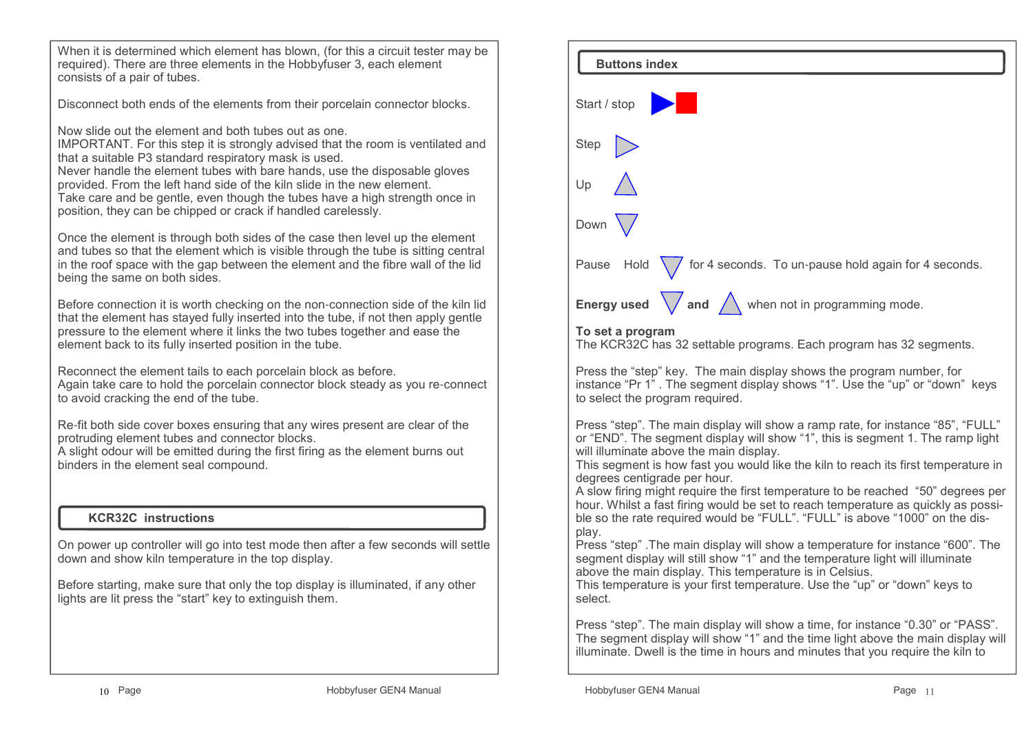When it is determined which element has blown, (for this a circuit tester may be required). There are three elements in the Hobbyfuser 3, each element consists of a pair of tubes.

Disconnect both ends of the elements from their porcelain connector blocks.

Now slide out the element and both tubes out as one.
IMPORTANT. For this step it is strongly advised that the room is ventilated and that a suitable P3 standard respiratory mask is used.
Never handle the element tubes with bare hands, use the disposable gloves provided. From the left hand side of the kiln slide in the new element.
Take care and be gentle, even though the tubes have a high strength once in position, they can be chipped or crack if handled carelessly.

Once the element is through both sides of the case then level up the element and tubes so that the element which is visible through the tube is sitting central in the roof space with the gap between the element and the fibre wall of the lid being the same on both sides.

Before connection it is worth checking on the non-connection side of the kiln lid that the element has stayed fully inserted into the tube, if not then apply gentle pressure to the element where it links the two tubes together and ease the element back to its fully inserted position in the tube.

Reconnect the element tails to each porcelain block as before.
Again take care to hold the porcelain connector block steady as you re-connect to avoid cracking the end of the tube.

Re-fit both side cover boxes ensuring that any wires present are clear of the protruding element tubes and connector blocks.
A slight odour will be emitted during the first firing as the element burns out binders in the element seal compound.

## KCR32C instructions

On power up controller will go into test mode then after a few seconds will settle down and show kiln temperature in the top display.

Before starting, make sure that only the top display is illuminated, if any other lights are lit press the “start” key to extinguish them.

## Buttons index

Start / stop

Step

Up

Down

Pause  Hold ▽ for 4 seconds. To un-pause hold again for 4 seconds.

**Energy used** ▽ **and** △ when not in programming mode.

**To set a program**
The KCR32C has 32 settable programs. Each program has 32 segments.

Press the “step” key. The main display shows the program number, for instance “Pr 1” . The segment display shows “1”. Use the “up” or “down” keys to select the program required.

Press “step”. The main display will show a ramp rate, for instance “85”, “FULL” or “END”. The segment display will show “1”, this is segment 1. The ramp light will illuminate above the main display.
This segment is how fast you would like the kiln to reach its first temperature in degrees centigrade per hour.
A slow firing might require the first temperature to be reached “50” degrees per hour. Whilst a fast firing would be set to reach temperature as quickly as possible so the rate required would be “FULL”. “FULL” is above “1000” on the display.
Press “step” .The main display will show a temperature for instance “600”. The segment display will still show “1” and the temperature light will illuminate above the main display. This temperature is in Celsius.
This temperature is your first temperature. Use the “up” or “down” keys to select.

Press “step”. The main display will show a time, for instance “0.30” or “PASS”. The segment display will show “1” and the time light above the main display will illuminate. Dwell is the time in hours and minutes that you require the kiln to